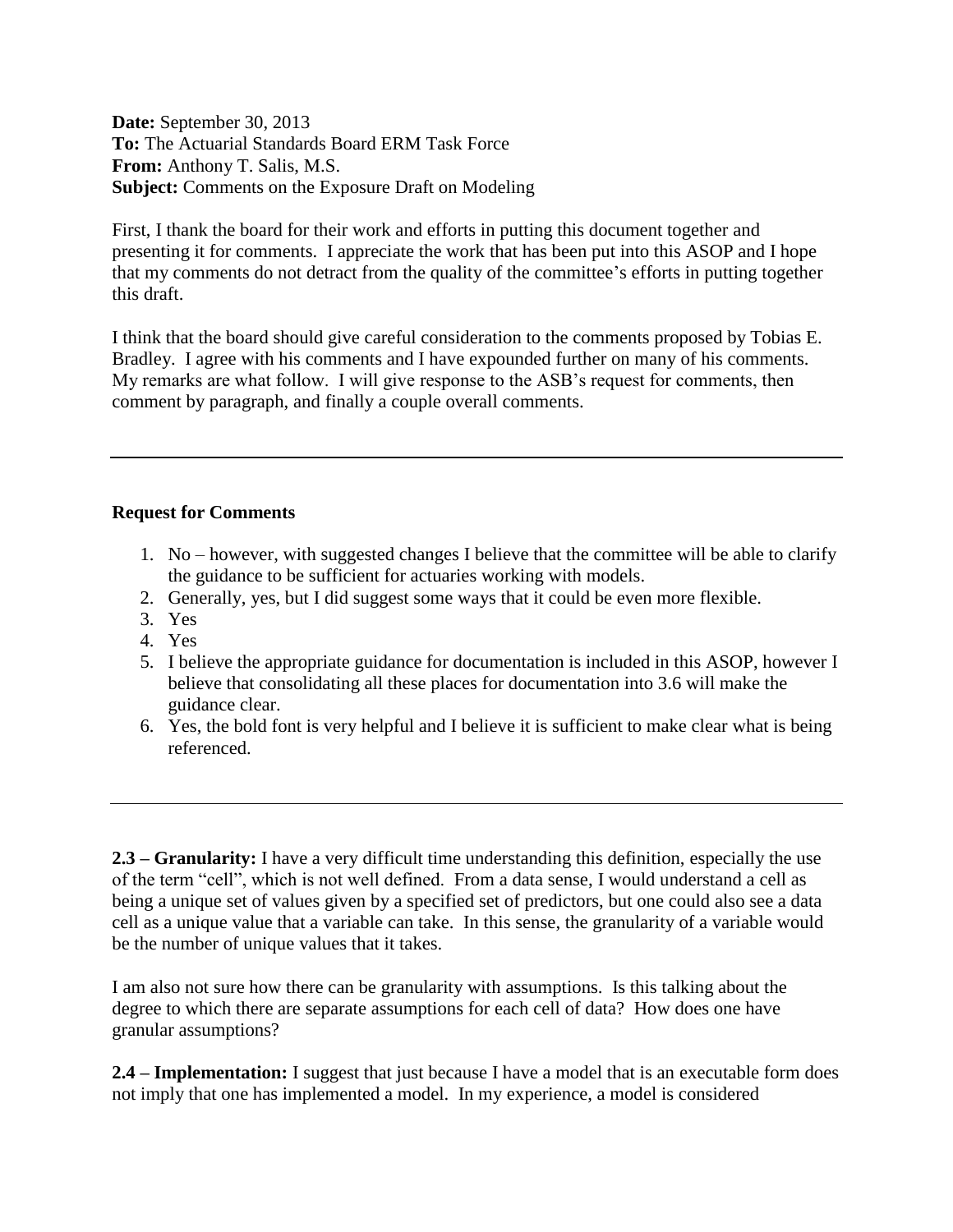**Date:** September 30, 2013
**To:** The Actuarial Standards Board ERM Task Force
**From:** Anthony T. Salis, M.S.
**Subject:** Comments on the Exposure Draft on Modeling

First, I thank the board for their work and efforts in putting this document together and presenting it for comments. I appreciate the work that has been put into this ASOP and I hope that my comments do not detract from the quality of the committee's efforts in putting together this draft.

I think that the board should give careful consideration to the comments proposed by Tobias E. Bradley. I agree with his comments and I have expounded further on many of his comments. My remarks are what follow. I will give response to the ASB's request for comments, then comment by paragraph, and finally a couple overall comments.

---

**Request for Comments**

1. No – however, with suggested changes I believe that the committee will be able to clarify the guidance to be sufficient for actuaries working with models.
2. Generally, yes, but I did suggest some ways that it could be even more flexible.
3. Yes
4. Yes
5. I believe the appropriate guidance for documentation is included in this ASOP, however I believe that consolidating all these places for documentation into 3.6 will make the guidance clear.
6. Yes, the bold font is very helpful and I believe it is sufficient to make clear what is being referenced.

---

**2.3 – Granularity:** I have a very difficult time understanding this definition, especially the use of the term "cell", which is not well defined. From a data sense, I would understand a cell as being a unique set of values given by a specified set of predictors, but one could also see a data cell as a unique value that a variable can take. In this sense, the granularity of a variable would be the number of unique values that it takes.

I am also not sure how there can be granularity with assumptions. Is this talking about the degree to which there are separate assumptions for each cell of data? How does one have granular assumptions?

**2.4 – Implementation:** I suggest that just because I have a model that is an executable form does not imply that one has implemented a model. In my experience, a model is considered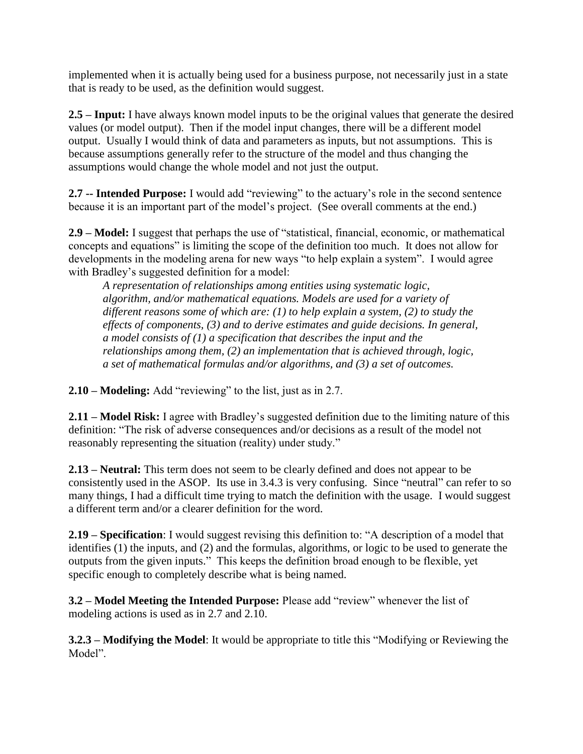implemented when it is actually being used for a business purpose, not necessarily just in a state that is ready to be used, as the definition would suggest.

**2.5 – Input:** I have always known model inputs to be the original values that generate the desired values (or model output). Then if the model input changes, there will be a different model output. Usually I would think of data and parameters as inputs, but not assumptions. This is because assumptions generally refer to the structure of the model and thus changing the assumptions would change the whole model and not just the output.

**2.7 -- Intended Purpose:** I would add "reviewing" to the actuary's role in the second sentence because it is an important part of the model's project. (See overall comments at the end.)

**2.9 – Model:** I suggest that perhaps the use of "statistical, financial, economic, or mathematical concepts and equations" is limiting the scope of the definition too much. It does not allow for developments in the modeling arena for new ways "to help explain a system". I would agree with Bradley's suggested definition for a model:

> *A representation of relationships among entities using systematic logic, algorithm, and/or mathematical equations. Models are used for a variety of different reasons some of which are: (1) to help explain a system, (2) to study the effects of components, (3) and to derive estimates and guide decisions. In general, a model consists of (1) a specification that describes the input and the relationships among them, (2) an implementation that is achieved through, logic, a set of mathematical formulas and/or algorithms, and (3) a set of outcomes.*

**2.10 – Modeling:** Add "reviewing" to the list, just as in 2.7.

**2.11 – Model Risk:** I agree with Bradley's suggested definition due to the limiting nature of this definition: "The risk of adverse consequences and/or decisions as a result of the model not reasonably representing the situation (reality) under study."

**2.13 – Neutral:** This term does not seem to be clearly defined and does not appear to be consistently used in the ASOP. Its use in 3.4.3 is very confusing. Since "neutral" can refer to so many things, I had a difficult time trying to match the definition with the usage. I would suggest a different term and/or a clearer definition for the word.

**2.19 – Specification**: I would suggest revising this definition to: "A description of a model that identifies (1) the inputs, and (2) and the formulas, algorithms, or logic to be used to generate the outputs from the given inputs." This keeps the definition broad enough to be flexible, yet specific enough to completely describe what is being named.

**3.2 – Model Meeting the Intended Purpose:** Please add "review" whenever the list of modeling actions is used as in 2.7 and 2.10.

**3.2.3 – Modifying the Model**: It would be appropriate to title this "Modifying or Reviewing the Model".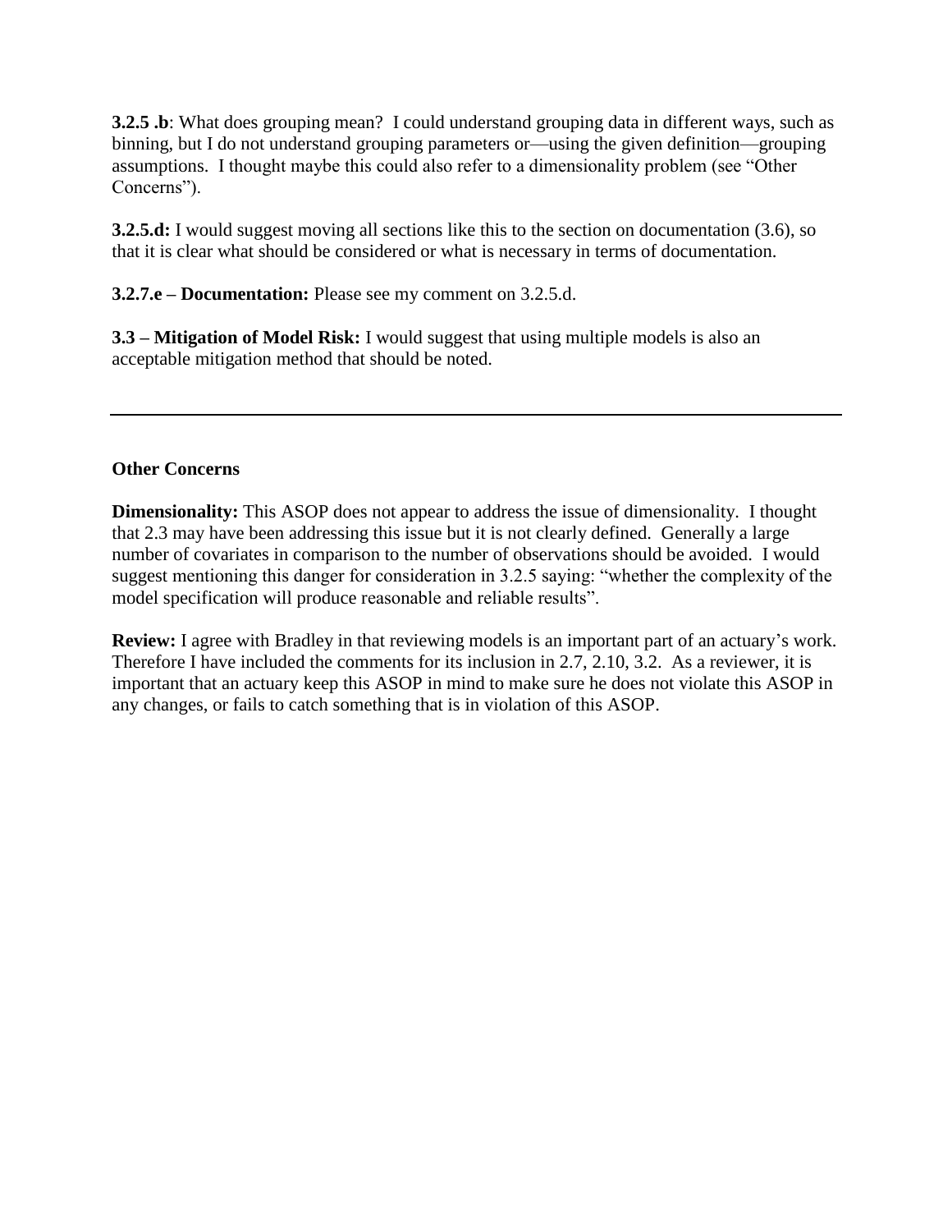**3.2.5 .b**: What does grouping mean? I could understand grouping data in different ways, such as binning, but I do not understand grouping parameters or—using the given definition—grouping assumptions. I thought maybe this could also refer to a dimensionality problem (see "Other Concerns").

**3.2.5.d:** I would suggest moving all sections like this to the section on documentation (3.6), so that it is clear what should be considered or what is necessary in terms of documentation.

**3.2.7.e – Documentation:** Please see my comment on 3.2.5.d.

**3.3 – Mitigation of Model Risk:** I would suggest that using multiple models is also an acceptable mitigation method that should be noted.

---

**Other Concerns**

**Dimensionality:** This ASOP does not appear to address the issue of dimensionality. I thought that 2.3 may have been addressing this issue but it is not clearly defined. Generally a large number of covariates in comparison to the number of observations should be avoided. I would suggest mentioning this danger for consideration in 3.2.5 saying: "whether the complexity of the model specification will produce reasonable and reliable results".

**Review:** I agree with Bradley in that reviewing models is an important part of an actuary's work. Therefore I have included the comments for its inclusion in 2.7, 2.10, 3.2. As a reviewer, it is important that an actuary keep this ASOP in mind to make sure he does not violate this ASOP in any changes, or fails to catch something that is in violation of this ASOP.